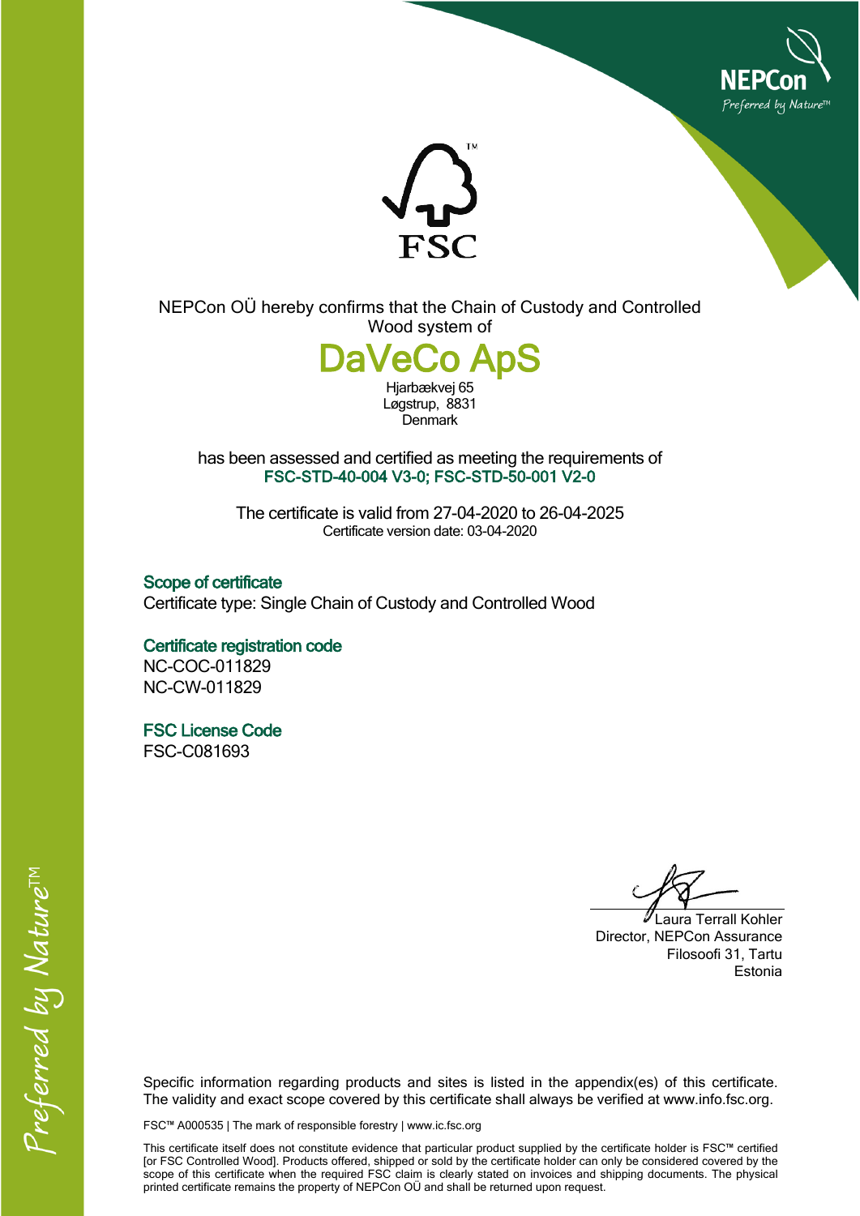NEPCon OÜ hereby confirms that the Chain of Custody and Controlled Wood system of

# DaVeCo ApS

Hjarbækvej 65
Løgstrup, 8831
Denmark

has been assessed and certified as meeting the requirements of
**FSC-STD-40-004 V3-0; FSC-STD-50-001 V2-0**

The certificate is valid from 27-04-2020 to 26-04-2025
Certificate version date: 03-04-2020

### Scope of certificate

Certificate type: Single Chain of Custody and Controlled Wood

### Certificate registration code

NC-COC-011829
NC-CW-011829

### FSC License Code

FSC-C081693

Laura Terrall Kohler
Director, NEPCon Assurance
Filosoofi 31, Tartu
Estonia

Specific information regarding products and sites is listed in the appendix(es) of this certificate. The validity and exact scope covered by this certificate shall always be verified at www.info.fsc.org.

FSC™ A000535 | The mark of responsible forestry | www.ic.fsc.org

This certificate itself does not constitute evidence that particular product supplied by the certificate holder is FSC™ certified [or FSC Controlled Wood]. Products offered, shipped or sold by the certificate holder can only be considered covered by the scope of this certificate when the required FSC claim is clearly stated on invoices and shipping documents. The physical printed certificate remains the property of NEPCon OÜ and shall be returned upon request.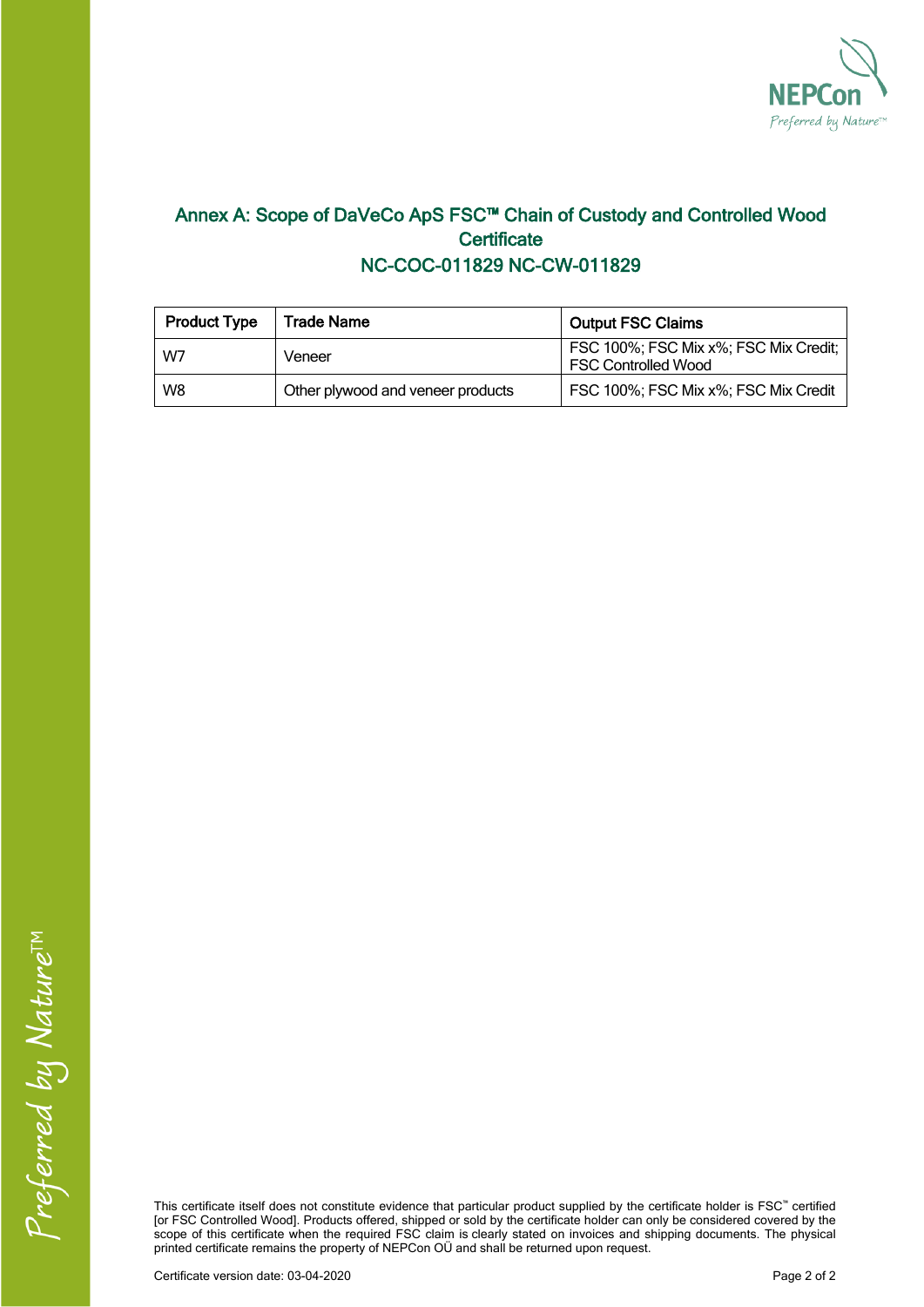## Annex A: Scope of DaVeCo ApS FSC™ Chain of Custody and Controlled Wood Certificate NC-COC-011829 NC-CW-011829

| Product Type | Trade Name | Output FSC Claims |
|---|---|---|
| W7 | Veneer | FSC 100%; FSC Mix x%; FSC Mix Credit; FSC Controlled Wood |
| W8 | Other plywood and veneer products | FSC 100%; FSC Mix x%; FSC Mix Credit |

This certificate itself does not constitute evidence that particular product supplied by the certificate holder is FSC™ certified [or FSC Controlled Wood]. Products offered, shipped or sold by the certificate holder can only be considered covered by the scope of this certificate when the required FSC claim is clearly stated on invoices and shipping documents. The physical printed certificate remains the property of NEPCon OÜ and shall be returned upon request.

Certificate version date: 03-04-2020